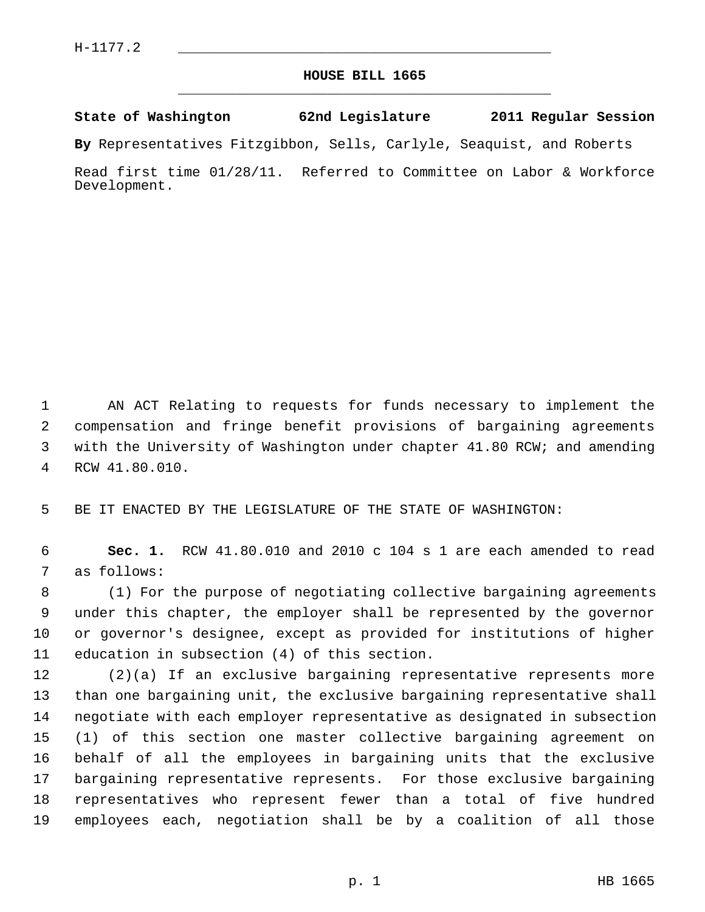H-1177.2

# HOUSE BILL 1665

**State of Washington 62nd Legislature 2011 Regular Session**

**By** Representatives Fitzgibbon, Sells, Carlyle, Seaquist, and Roberts

Read first time 01/28/11. Referred to Committee on Labor & Workforce Development.

AN ACT Relating to requests for funds necessary to implement the compensation and fringe benefit provisions of bargaining agreements with the University of Washington under chapter 41.80 RCW; and amending RCW 41.80.010.

BE IT ENACTED BY THE LEGISLATURE OF THE STATE OF WASHINGTON:

**Sec. 1.** RCW 41.80.010 and 2010 c 104 s 1 are each amended to read as follows:

(1) For the purpose of negotiating collective bargaining agreements under this chapter, the employer shall be represented by the governor or governor's designee, except as provided for institutions of higher education in subsection (4) of this section.

(2)(a) If an exclusive bargaining representative represents more than one bargaining unit, the exclusive bargaining representative shall negotiate with each employer representative as designated in subsection (1) of this section one master collective bargaining agreement on behalf of all the employees in bargaining units that the exclusive bargaining representative represents. For those exclusive bargaining representatives who represent fewer than a total of five hundred employees each, negotiation shall be by a coalition of all those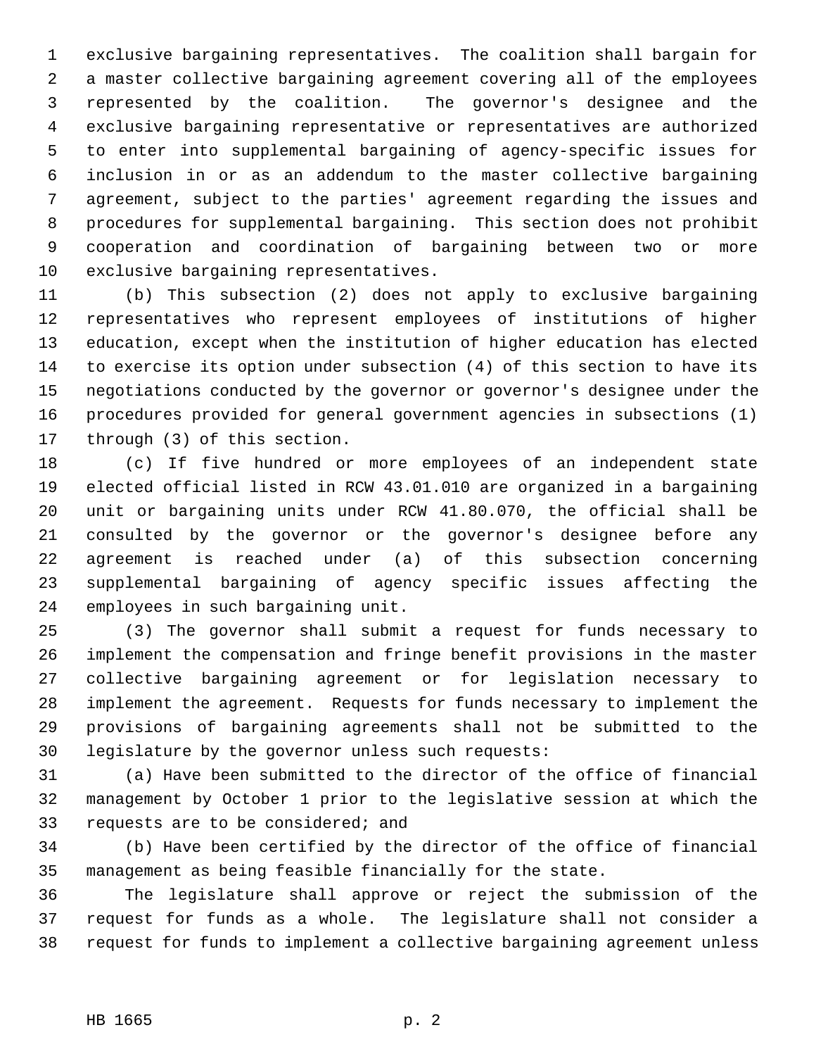exclusive bargaining representatives. The coalition shall bargain for a master collective bargaining agreement covering all of the employees represented by the coalition. The governor's designee and the exclusive bargaining representative or representatives are authorized to enter into supplemental bargaining of agency-specific issues for inclusion in or as an addendum to the master collective bargaining agreement, subject to the parties' agreement regarding the issues and procedures for supplemental bargaining. This section does not prohibit cooperation and coordination of bargaining between two or more exclusive bargaining representatives.

(b) This subsection (2) does not apply to exclusive bargaining representatives who represent employees of institutions of higher education, except when the institution of higher education has elected to exercise its option under subsection (4) of this section to have its negotiations conducted by the governor or governor's designee under the procedures provided for general government agencies in subsections (1) through (3) of this section.

(c) If five hundred or more employees of an independent state elected official listed in RCW 43.01.010 are organized in a bargaining unit or bargaining units under RCW 41.80.070, the official shall be consulted by the governor or the governor's designee before any agreement is reached under (a) of this subsection concerning supplemental bargaining of agency specific issues affecting the employees in such bargaining unit.

(3) The governor shall submit a request for funds necessary to implement the compensation and fringe benefit provisions in the master collective bargaining agreement or for legislation necessary to implement the agreement. Requests for funds necessary to implement the provisions of bargaining agreements shall not be submitted to the legislature by the governor unless such requests:

(a) Have been submitted to the director of the office of financial management by October 1 prior to the legislative session at which the requests are to be considered; and

(b) Have been certified by the director of the office of financial management as being feasible financially for the state.

The legislature shall approve or reject the submission of the request for funds as a whole. The legislature shall not consider a request for funds to implement a collective bargaining agreement unless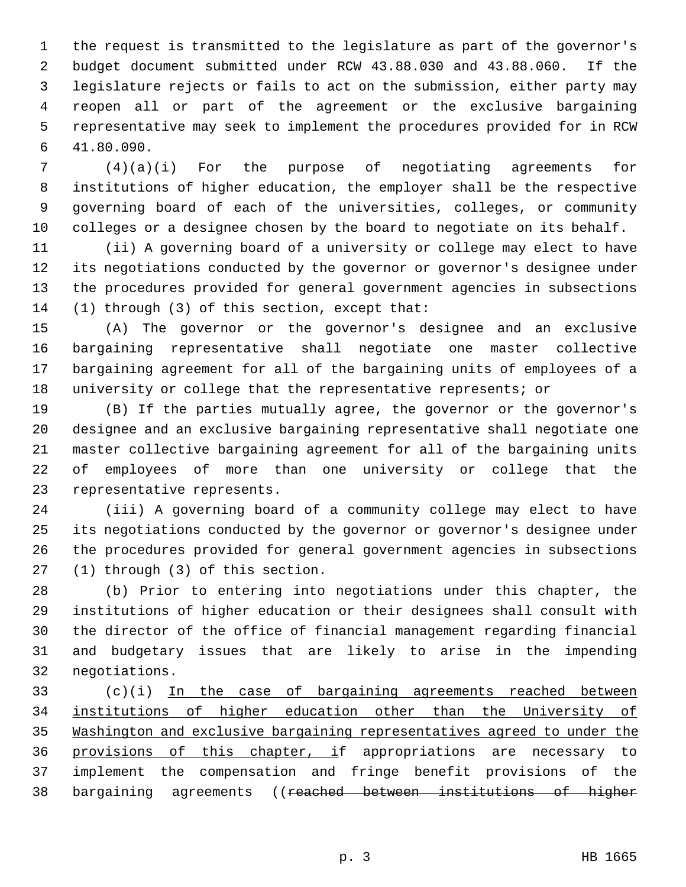the request is transmitted to the legislature as part of the governor's budget document submitted under RCW 43.88.030 and 43.88.060. If the legislature rejects or fails to act on the submission, either party may reopen all or part of the agreement or the exclusive bargaining representative may seek to implement the procedures provided for in RCW 41.80.090.

(4)(a)(i) For the purpose of negotiating agreements for institutions of higher education, the employer shall be the respective governing board of each of the universities, colleges, or community colleges or a designee chosen by the board to negotiate on its behalf.

(ii) A governing board of a university or college may elect to have its negotiations conducted by the governor or governor's designee under the procedures provided for general government agencies in subsections (1) through (3) of this section, except that:

(A) The governor or the governor's designee and an exclusive bargaining representative shall negotiate one master collective bargaining agreement for all of the bargaining units of employees of a university or college that the representative represents; or

(B) If the parties mutually agree, the governor or the governor's designee and an exclusive bargaining representative shall negotiate one master collective bargaining agreement for all of the bargaining units of employees of more than one university or college that the representative represents.

(iii) A governing board of a community college may elect to have its negotiations conducted by the governor or governor's designee under the procedures provided for general government agencies in subsections (1) through (3) of this section.

(b) Prior to entering into negotiations under this chapter, the institutions of higher education or their designees shall consult with the director of the office of financial management regarding financial and budgetary issues that are likely to arise in the impending negotiations.

(c)(i) <u>In the case of bargaining agreements reached between institutions of higher education other than the University of Washington and exclusive bargaining representatives agreed to under the provisions of this chapter, i</u>f appropriations are necessary to implement the compensation and fringe benefit provisions of the bargaining agreements ((~~reached between institutions of higher~~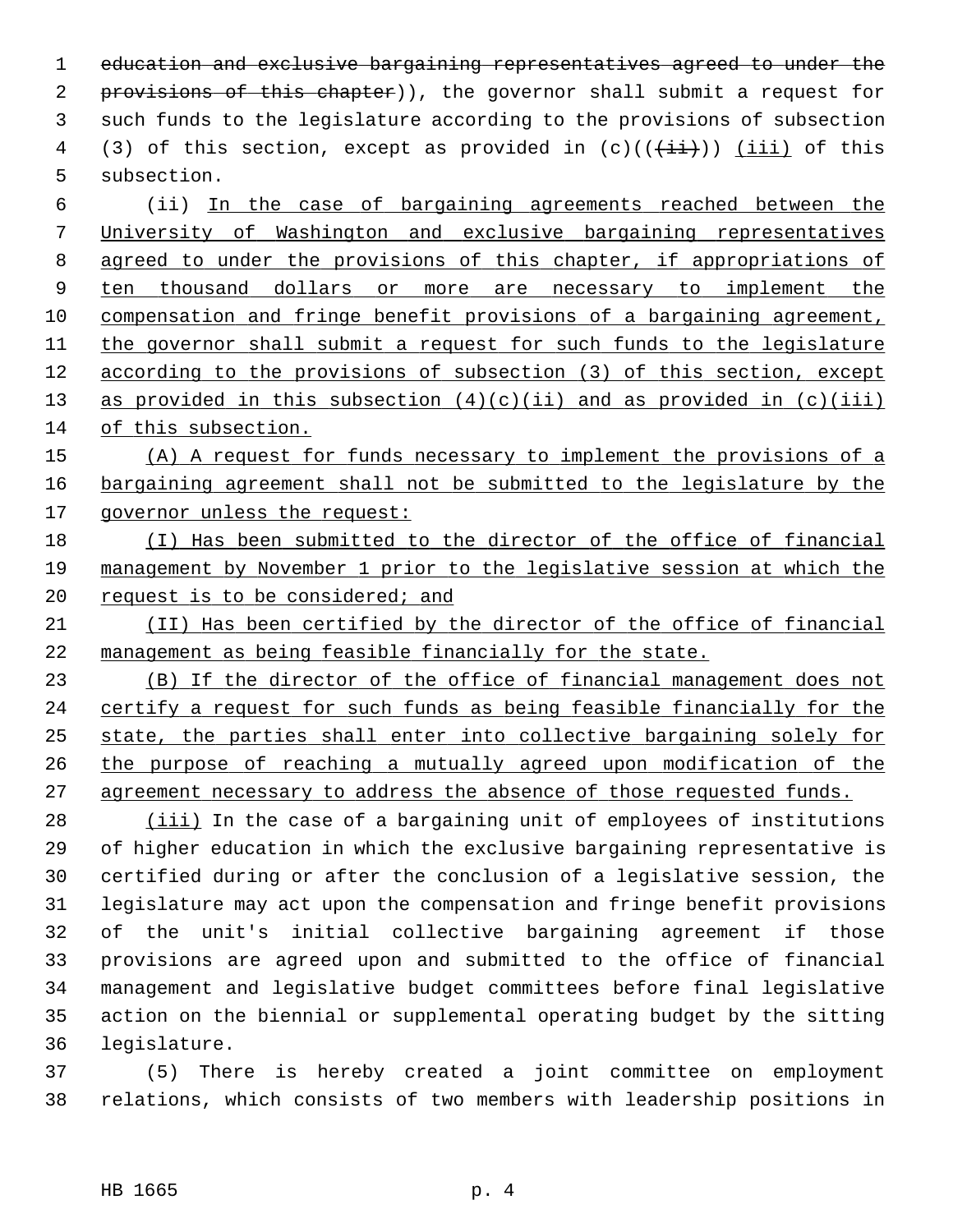~~education and exclusive bargaining representatives agreed to under the provisions of this chapter~~)), the governor shall submit a request for such funds to the legislature according to the provisions of subsection (3) of this section, except as provided in (c)((~~(ii)~~)) <u>(iii)</u> of this subsection.

(ii) <u>In the case of bargaining agreements reached between the University of Washington and exclusive bargaining representatives agreed to under the provisions of this chapter, if appropriations of ten thousand dollars or more are necessary to implement the compensation and fringe benefit provisions of a bargaining agreement, the governor shall submit a request for such funds to the legislature according to the provisions of subsection (3) of this section, except as provided in this subsection (4)(c)(ii) and as provided in (c)(iii) of this subsection.</u>

<u>(A) A request for funds necessary to implement the provisions of a bargaining agreement shall not be submitted to the legislature by the governor unless the request:</u>

<u>(I) Has been submitted to the director of the office of financial management by November 1 prior to the legislative session at which the request is to be considered; and</u>

<u>(II) Has been certified by the director of the office of financial management as being feasible financially for the state.</u>

<u>(B) If the director of the office of financial management does not certify a request for such funds as being feasible financially for the state, the parties shall enter into collective bargaining solely for the purpose of reaching a mutually agreed upon modification of the agreement necessary to address the absence of those requested funds.</u>

<u>(iii)</u> In the case of a bargaining unit of employees of institutions of higher education in which the exclusive bargaining representative is certified during or after the conclusion of a legislative session, the legislature may act upon the compensation and fringe benefit provisions of the unit's initial collective bargaining agreement if those provisions are agreed upon and submitted to the office of financial management and legislative budget committees before final legislative action on the biennial or supplemental operating budget by the sitting legislature.

(5) There is hereby created a joint committee on employment relations, which consists of two members with leadership positions in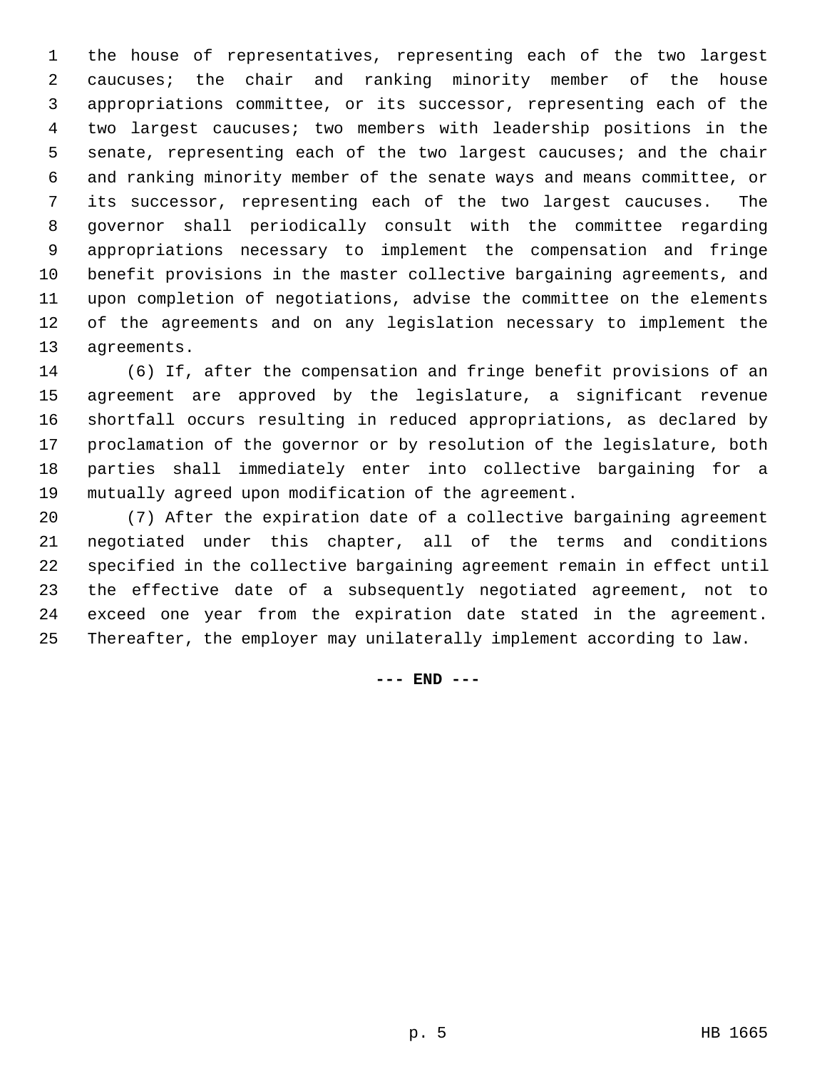the house of representatives, representing each of the two largest caucuses; the chair and ranking minority member of the house appropriations committee, or its successor, representing each of the two largest caucuses; two members with leadership positions in the senate, representing each of the two largest caucuses; and the chair and ranking minority member of the senate ways and means committee, or its successor, representing each of the two largest caucuses. The governor shall periodically consult with the committee regarding appropriations necessary to implement the compensation and fringe benefit provisions in the master collective bargaining agreements, and upon completion of negotiations, advise the committee on the elements of the agreements and on any legislation necessary to implement the agreements.

(6) If, after the compensation and fringe benefit provisions of an agreement are approved by the legislature, a significant revenue shortfall occurs resulting in reduced appropriations, as declared by proclamation of the governor or by resolution of the legislature, both parties shall immediately enter into collective bargaining for a mutually agreed upon modification of the agreement.

(7) After the expiration date of a collective bargaining agreement negotiated under this chapter, all of the terms and conditions specified in the collective bargaining agreement remain in effect until the effective date of a subsequently negotiated agreement, not to exceed one year from the expiration date stated in the agreement. Thereafter, the employer may unilaterally implement according to law.

**--- END ---**